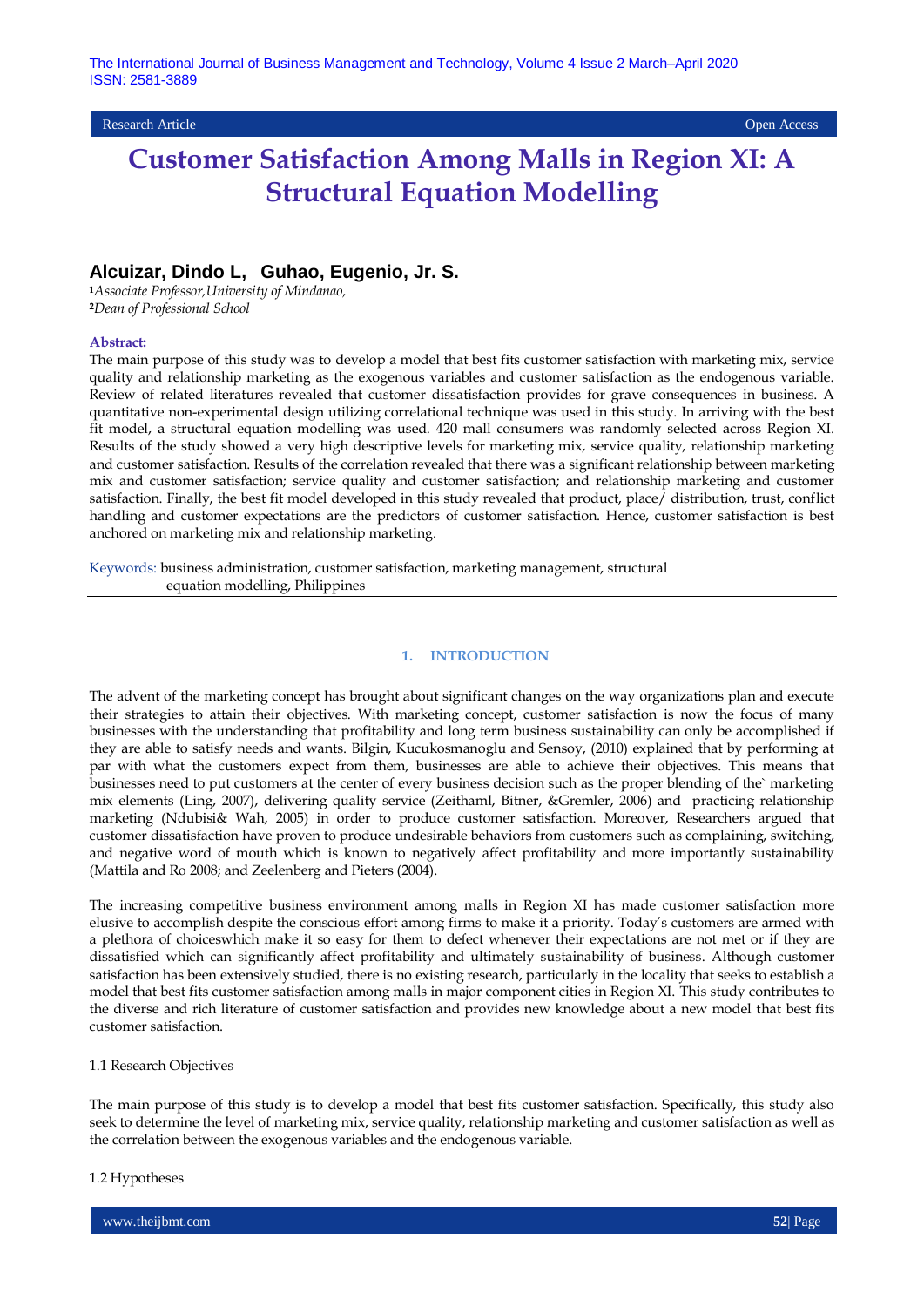Research Article Open Access

# Customer Satisfaction Among Malls in Region XI: A Structural Equation Modelling

**Alcuizar, Dindo L, Guhao, Eugenio, Jr. S.**

[1]*Associate Professor,University of Mindanao,*
[2]*Dean of Professional School*

**Abstract:**
The main purpose of this study was to develop a model that best fits customer satisfaction with marketing mix, service quality and relationship marketing as the exogenous variables and customer satisfaction as the endogenous variable. Review of related literatures revealed that customer dissatisfaction provides for grave consequences in business. A quantitative non-experimental design utilizing correlational technique was used in this study. In arriving with the best fit model, a structural equation modelling was used. 420 mall consumers was randomly selected across Region XI. Results of the study showed a very high descriptive levels for marketing mix, service quality, relationship marketing and customer satisfaction. Results of the correlation revealed that there was a significant relationship between marketing mix and customer satisfaction; service quality and customer satisfaction; and relationship marketing and customer satisfaction. Finally, the best fit model developed in this study revealed that product, place/ distribution, trust, conflict handling and customer expectations are the predictors of customer satisfaction. Hence, customer satisfaction is best anchored on marketing mix and relationship marketing.

Keywords: business administration, customer satisfaction, marketing management, structural equation modelling, Philippines

## 1. INTRODUCTION

The advent of the marketing concept has brought about significant changes on the way organizations plan and execute their strategies to attain their objectives. With marketing concept, customer satisfaction is now the focus of many businesses with the understanding that profitability and long term business sustainability can only be accomplished if they are able to satisfy needs and wants. Bilgin, Kucukosmanoglu and Sensoy, (2010) explained that by performing at par with what the customers expect from them, businesses are able to achieve their objectives. This means that businesses need to put customers at the center of every business decision such as the proper blending of the` marketing mix elements (Ling, 2007), delivering quality service (Zeithaml, Bitner, &Gremler, 2006) and practicing relationship marketing (Ndubisi& Wah, 2005) in order to produce customer satisfaction. Moreover, Researchers argued that customer dissatisfaction have proven to produce undesirable behaviors from customers such as complaining, switching, and negative word of mouth which is known to negatively affect profitability and more importantly sustainability (Mattila and Ro 2008; and Zeelenberg and Pieters (2004).

The increasing competitive business environment among malls in Region XI has made customer satisfaction more elusive to accomplish despite the conscious effort among firms to make it a priority. Today's customers are armed with a plethora of choiceswhich make it so easy for them to defect whenever their expectations are not met or if they are dissatisfied which can significantly affect profitability and ultimately sustainability of business. Although customer satisfaction has been extensively studied, there is no existing research, particularly in the locality that seeks to establish a model that best fits customer satisfaction among malls in major component cities in Region XI. This study contributes to the diverse and rich literature of customer satisfaction and provides new knowledge about a new model that best fits customer satisfaction.

1.1 Research Objectives

The main purpose of this study is to develop a model that best fits customer satisfaction. Specifically, this study also seek to determine the level of marketing mix, service quality, relationship marketing and customer satisfaction as well as the correlation between the exogenous variables and the endogenous variable.

1.2 Hypotheses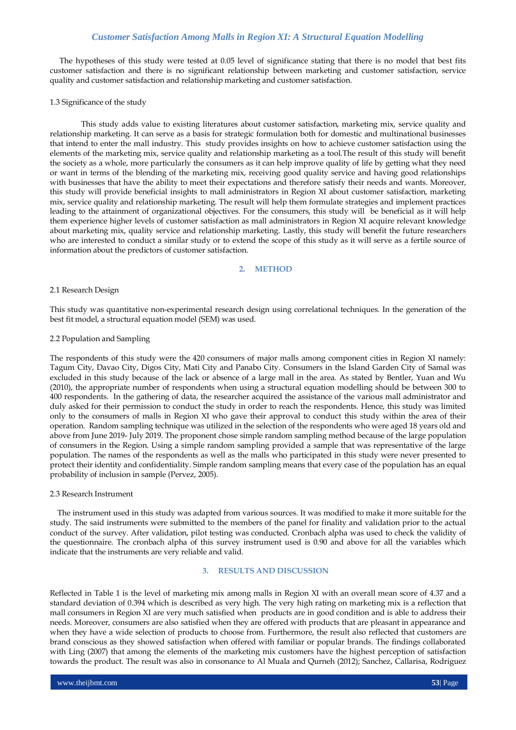The hypotheses of this study were tested at 0.05 level of significance stating that there is no model that best fits customer satisfaction and there is no significant relationship between marketing and customer satisfaction, service quality and customer satisfaction and relationship marketing and customer satisfaction.

### 1.3 Significance of the study

This study adds value to existing literatures about customer satisfaction, marketing mix, service quality and relationship marketing. It can serve as a basis for strategic formulation both for domestic and multinational businesses that intend to enter the mall industry. This study provides insights on how to achieve customer satisfaction using the elements of the marketing mix, service quality and relationship marketing as a tool.The result of this study will benefit the society as a whole, more particularly the consumers as it can help improve quality of life by getting what they need or want in terms of the blending of the marketing mix, receiving good quality service and having good relationships with businesses that have the ability to meet their expectations and therefore satisfy their needs and wants. Moreover, this study will provide beneficial insights to mall administrators in Region XI about customer satisfaction, marketing mix, service quality and relationship marketing. The result will help them formulate strategies and implement practices leading to the attainment of organizational objectives. For the consumers, this study will be beneficial as it will help them experience higher levels of customer satisfaction as mall administrators in Region XI acquire relevant knowledge about marketing mix, quality service and relationship marketing. Lastly, this study will benefit the future researchers who are interested to conduct a similar study or to extend the scope of this study as it will serve as a fertile source of information about the predictors of customer satisfaction.

## 2. METHOD

### 2.1 Research Design

This study was quantitative non-experimental research design using correlational techniques. In the generation of the best fit model, a structural equation model (SEM) was used.

### 2.2 Population and Sampling

The respondents of this study were the 420 consumers of major malls among component cities in Region XI namely: Tagum City, Davao City, Digos City, Mati City and Panabo City. Consumers in the Island Garden City of Samal was excluded in this study because of the lack or absence of a large mall in the area. As stated by Bentler, Yuan and Wu (2010), the appropriate number of respondents when using a structural equation modelling should be between 300 to 400 respondents. In the gathering of data, the researcher acquired the assistance of the various mall administrator and duly asked for their permission to conduct the study in order to reach the respondents. Hence, this study was limited only to the consumers of malls in Region XI who gave their approval to conduct this study within the area of their operation. Random sampling technique was utilized in the selection of the respondents who were aged 18 years old and above from June 2019- July 2019. The proponent chose simple random sampling method because of the large population of consumers in the Region. Using a simple random sampling provided a sample that was representative of the large population. The names of the respondents as well as the malls who participated in this study were never presented to protect their identity and confidentiality. Simple random sampling means that every case of the population has an equal probability of inclusion in sample (Pervez, 2005).

### 2.3 Research Instrument

The instrument used in this study was adapted from various sources. It was modified to make it more suitable for the study. The said instruments were submitted to the members of the panel for finality and validation prior to the actual conduct of the survey. After validation, pilot testing was conducted. Cronbach alpha was used to check the validity of the questionnaire. The cronbach alpha of this survey instrument used is 0.90 and above for all the variables which indicate that the instruments are very reliable and valid.

## 3. RESULTS AND DISCUSSION

Reflected in Table 1 is the level of marketing mix among malls in Region XI with an overall mean score of 4.37 and a standard deviation of 0.394 which is described as very high. The very high rating on marketing mix is a reflection that mall consumers in Region XI are very much satisfied when products are in good condition and is able to address their needs. Moreover, consumers are also satisfied when they are offered with products that are pleasant in appearance and when they have a wide selection of products to choose from. Furthermore, the result also reflected that customers are brand conscious as they showed satisfaction when offered with familiar or popular brands. The findings collaborated with Ling (2007) that among the elements of the marketing mix customers have the highest perception of satisfaction towards the product. The result was also in consonance to Al Muala and Qurneh (2012); Sanchez, Callarisa, Rodriguez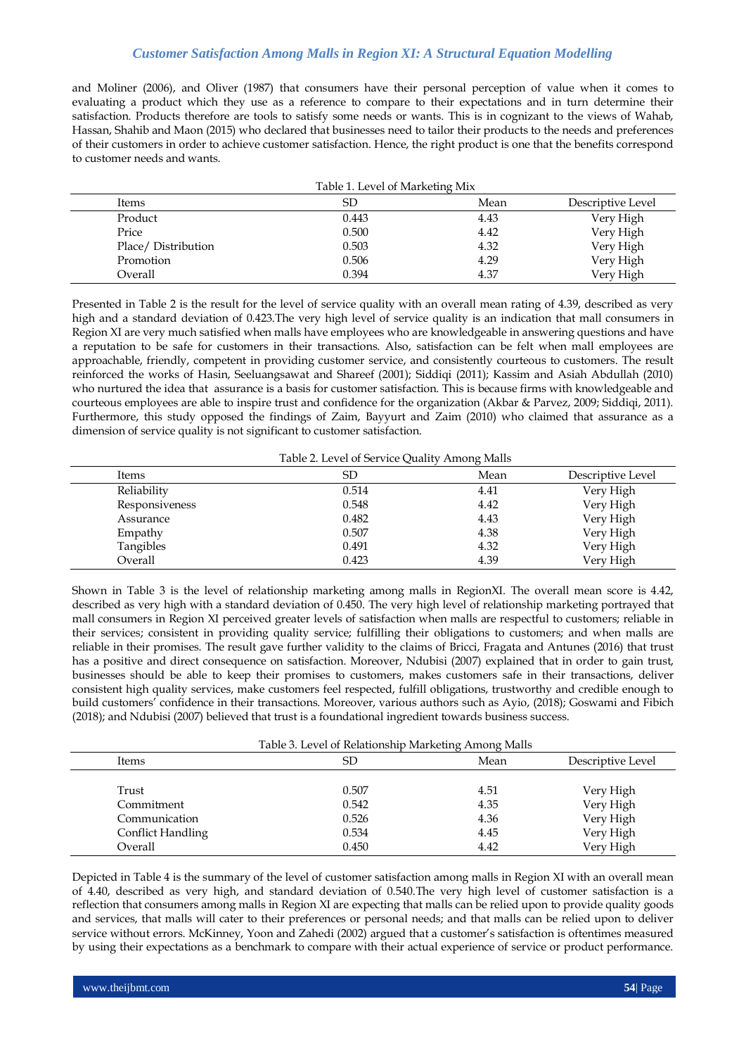and Moliner (2006), and Oliver (1987) that consumers have their personal perception of value when it comes to evaluating a product which they use as a reference to compare to their expectations and in turn determine their satisfaction. Products therefore are tools to satisfy some needs or wants. This is in cognizant to the views of Wahab, Hassan, Shahib and Maon (2015) who declared that businesses need to tailor their products to the needs and preferences of their customers in order to achieve customer satisfaction. Hence, the right product is one that the benefits correspond to customer needs and wants.

Table 1. Level of Marketing Mix

| Items | SD | Mean | Descriptive Level |
|---|---|---|---|
| Product | 0.443 | 4.43 | Very High |
| Price | 0.500 | 4.42 | Very High |
| Place/ Distribution | 0.503 | 4.32 | Very High |
| Promotion | 0.506 | 4.29 | Very High |
| Overall | 0.394 | 4.37 | Very High |

Presented in Table 2 is the result for the level of service quality with an overall mean rating of 4.39, described as very high and a standard deviation of 0.423.The very high level of service quality is an indication that mall consumers in Region XI are very much satisfied when malls have employees who are knowledgeable in answering questions and have a reputation to be safe for customers in their transactions. Also, satisfaction can be felt when mall employees are approachable, friendly, competent in providing customer service, and consistently courteous to customers. The result reinforced the works of Hasin, Seeluangsawat and Shareef (2001); Siddiqi (2011); Kassim and Asiah Abdullah (2010) who nurtured the idea that assurance is a basis for customer satisfaction. This is because firms with knowledgeable and courteous employees are able to inspire trust and confidence for the organization (Akbar & Parvez, 2009; Siddiqi, 2011). Furthermore, this study opposed the findings of Zaim, Bayyurt and Zaim (2010) who claimed that assurance as a dimension of service quality is not significant to customer satisfaction.

Table 2. Level of Service Quality Among Malls

| Items | SD | Mean | Descriptive Level |
|---|---|---|---|
| Reliability | 0.514 | 4.41 | Very High |
| Responsiveness | 0.548 | 4.42 | Very High |
| Assurance | 0.482 | 4.43 | Very High |
| Empathy | 0.507 | 4.38 | Very High |
| Tangibles | 0.491 | 4.32 | Very High |
| Overall | 0.423 | 4.39 | Very High |

Shown in Table 3 is the level of relationship marketing among malls in RegionXI. The overall mean score is 4.42, described as very high with a standard deviation of 0.450. The very high level of relationship marketing portrayed that mall consumers in Region XI perceived greater levels of satisfaction when malls are respectful to customers; reliable in their services; consistent in providing quality service; fulfilling their obligations to customers; and when malls are reliable in their promises. The result gave further validity to the claims of Bricci, Fragata and Antunes (2016) that trust has a positive and direct consequence on satisfaction. Moreover, Ndubisi (2007) explained that in order to gain trust, businesses should be able to keep their promises to customers, makes customers safe in their transactions, deliver consistent high quality services, make customers feel respected, fulfill obligations, trustworthy and credible enough to build customers' confidence in their transactions. Moreover, various authors such as Ayio, (2018); Goswami and Fibich (2018); and Ndubisi (2007) believed that trust is a foundational ingredient towards business success.

Table 3. Level of Relationship Marketing Among Malls

| Items | SD | Mean | Descriptive Level |
|---|---|---|---|
| Trust | 0.507 | 4.51 | Very High |
| Commitment | 0.542 | 4.35 | Very High |
| Communication | 0.526 | 4.36 | Very High |
| Conflict Handling | 0.534 | 4.45 | Very High |
| Overall | 0.450 | 4.42 | Very High |

Depicted in Table 4 is the summary of the level of customer satisfaction among malls in Region XI with an overall mean of 4.40, described as very high, and standard deviation of 0.540.The very high level of customer satisfaction is a reflection that consumers among malls in Region XI are expecting that malls can be relied upon to provide quality goods and services, that malls will cater to their preferences or personal needs; and that malls can be relied upon to deliver service without errors. McKinney, Yoon and Zahedi (2002) argued that a customer's satisfaction is oftentimes measured by using their expectations as a benchmark to compare with their actual experience of service or product performance.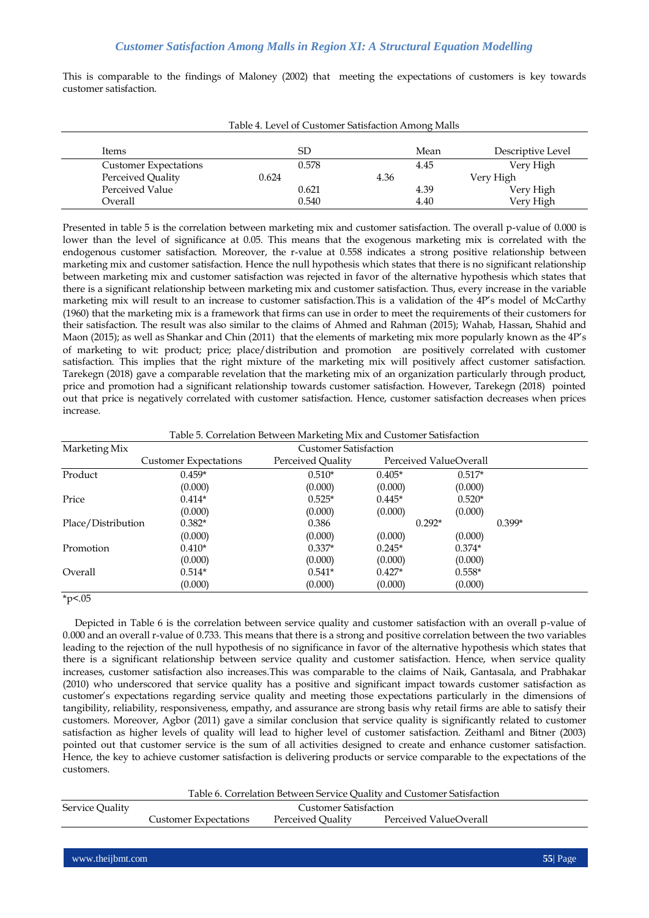This is comparable to the findings of Maloney (2002) that meeting the expectations of customers is key towards customer satisfaction.

Table 4. Level of Customer Satisfaction Among Malls

| Items | SD | Mean | Descriptive Level |
|---|---|---|---|
| Customer Expectations | 0.578 | 4.45 | Very High |
| Perceived Quality | 0.624 | 4.36 | Very High |
| Perceived Value | 0.621 | 4.39 | Very High |
| Overall | 0.540 | 4.40 | Very High |

Presented in table 5 is the correlation between marketing mix and customer satisfaction. The overall p-value of 0.000 is lower than the level of significance at 0.05. This means that the exogenous marketing mix is correlated with the endogenous customer satisfaction. Moreover, the r-value at 0.558 indicates a strong positive relationship between marketing mix and customer satisfaction. Hence the null hypothesis which states that there is no significant relationship between marketing mix and customer satisfaction was rejected in favor of the alternative hypothesis which states that there is a significant relationship between marketing mix and customer satisfaction. Thus, every increase in the variable marketing mix will result to an increase to customer satisfaction.This is a validation of the 4P's model of McCarthy (1960) that the marketing mix is a framework that firms can use in order to meet the requirements of their customers for their satisfaction. The result was also similar to the claims of Ahmed and Rahman (2015); Wahab, Hassan, Shahid and Maon (2015); as well as Shankar and Chin (2011) that the elements of marketing mix more popularly known as the 4P's of marketing to wit: product; price; place/distribution and promotion are positively correlated with customer satisfaction. This implies that the right mixture of the marketing mix will positively affect customer satisfaction. Tarekegn (2018) gave a comparable revelation that the marketing mix of an organization particularly through product, price and promotion had a significant relationship towards customer satisfaction. However, Tarekegn (2018) pointed out that price is negatively correlated with customer satisfaction. Hence, customer satisfaction decreases when prices increase.

Table 5. Correlation Between Marketing Mix and Customer Satisfaction

| Marketing Mix | Customer Satisfaction | | | |
|---|---|---|---|---|
| | Customer Expectations | Perceived Quality | Perceived Value | Overall |
| Product | 0.459* | 0.510* | 0.405* | 0.517* |
| | (0.000) | (0.000) | (0.000) | (0.000) |
| Price | 0.414* | 0.525* | 0.445* | 0.520* |
| | (0.000) | (0.000) | (0.000) | (0.000) |
| Place/Distribution | 0.382* | 0.386 | 0.292* | 0.399* |
| | (0.000) | (0.000) | (0.000) | (0.000) |
| Promotion | 0.410* | 0.337* | 0.245* | 0.374* |
| | (0.000) | (0.000) | (0.000) | (0.000) |
| Overall | 0.514* | 0.541* | 0.427* | 0.558* |
| | (0.000) | (0.000) | (0.000) | (0.000) |

*p<.05

Depicted in Table 6 is the correlation between service quality and customer satisfaction with an overall p-value of 0.000 and an overall r-value of 0.733. This means that there is a strong and positive correlation between the two variables leading to the rejection of the null hypothesis of no significance in favor of the alternative hypothesis which states that there is a significant relationship between service quality and customer satisfaction. Hence, when service quality increases, customer satisfaction also increases.This was comparable to the claims of Naik, Gantasala, and Prabhakar (2010) who underscored that service quality has a positive and significant impact towards customer satisfaction as customer's expectations regarding service quality and meeting those expectations particularly in the dimensions of tangibility, reliability, responsiveness, empathy, and assurance are strong basis why retail firms are able to satisfy their customers. Moreover, Agbor (2011) gave a similar conclusion that service quality is significantly related to customer satisfaction as higher levels of quality will lead to higher level of customer satisfaction. Zeithaml and Bitner (2003) pointed out that customer service is the sum of all activities designed to create and enhance customer satisfaction. Hence, the key to achieve customer satisfaction is delivering products or service comparable to the expectations of the customers.

Table 6. Correlation Between Service Quality and Customer Satisfaction

| Service Quality | Customer Satisfaction | | | |
|---|---|---|---|---|
| | Customer Expectations | Perceived Quality | Perceived Value | Overall |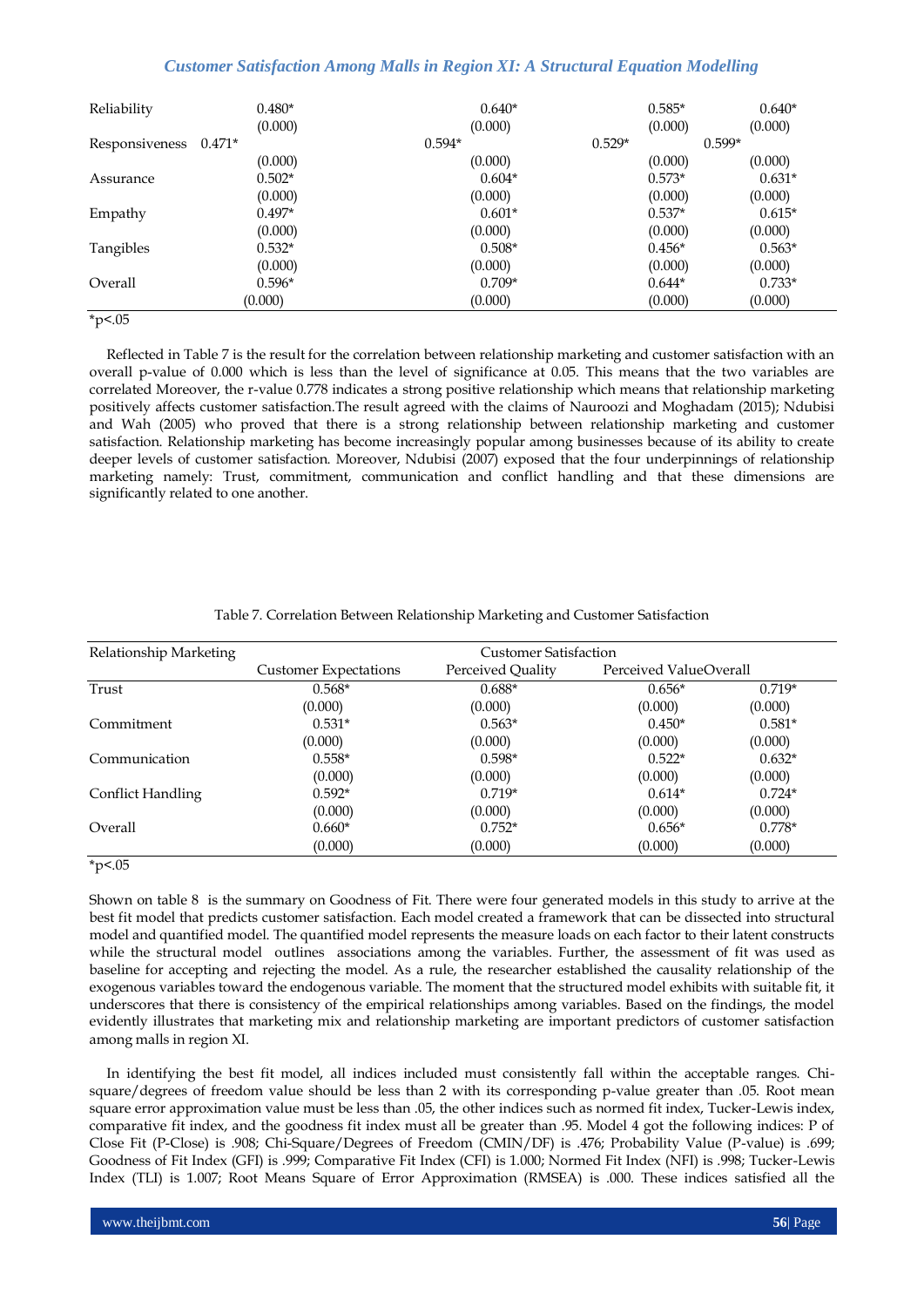| | | | | |
|---|---|---|---|---|
| Reliability | 0.480* | 0.640* | 0.585* | 0.640* |
| | (0.000) | (0.000) | (0.000) | (0.000) |
| Responsiveness | 0.471* | 0.594* | 0.529* | 0.599* |
| | (0.000) | (0.000) | (0.000) | (0.000) |
| Assurance | 0.502* | 0.604* | 0.573* | 0.631* |
| | (0.000) | (0.000) | (0.000) | (0.000) |
| Empathy | 0.497* | 0.601* | 0.537* | 0.615* |
| | (0.000) | (0.000) | (0.000) | (0.000) |
| Tangibles | 0.532* | 0.508* | 0.456* | 0.563* |
| | (0.000) | (0.000) | (0.000) | (0.000) |
| Overall | 0.596* | 0.709* | 0.644* | 0.733* |
| | (0.000) | (0.000) | (0.000) | (0.000) |

*p<.05

Reflected in Table 7 is the result for the correlation between relationship marketing and customer satisfaction with an overall p-value of 0.000 which is less than the level of significance at 0.05. This means that the two variables are correlated Moreover, the r-value 0.778 indicates a strong positive relationship which means that relationship marketing positively affects customer satisfaction.The result agreed with the claims of Nauroozi and Moghadam (2015); Ndubisi and Wah (2005) who proved that there is a strong relationship between relationship marketing and customer satisfaction. Relationship marketing has become increasingly popular among businesses because of its ability to create deeper levels of customer satisfaction. Moreover, Ndubisi (2007) exposed that the four underpinnings of relationship marketing namely: Trust, commitment, communication and conflict handling and that these dimensions are significantly related to one another.

Table 7. Correlation Between Relationship Marketing and Customer Satisfaction

| Relationship Marketing | Customer Satisfaction | | | |
|---|---|---|---|---|
| | Customer Expectations | Perceived Quality | Perceived Value | Overall |
| Trust | 0.568* | 0.688* | 0.656* | 0.719* |
| | (0.000) | (0.000) | (0.000) | (0.000) |
| Commitment | 0.531* | 0.563* | 0.450* | 0.581* |
| | (0.000) | (0.000) | (0.000) | (0.000) |
| Communication | 0.558* | 0.598* | 0.522* | 0.632* |
| | (0.000) | (0.000) | (0.000) | (0.000) |
| Conflict Handling | 0.592* | 0.719* | 0.614* | 0.724* |
| | (0.000) | (0.000) | (0.000) | (0.000) |
| Overall | 0.660* | 0.752* | 0.656* | 0.778* |
| | (0.000) | (0.000) | (0.000) | (0.000) |

*p<.05

Shown on table 8 is the summary on Goodness of Fit. There were four generated models in this study to arrive at the best fit model that predicts customer satisfaction. Each model created a framework that can be dissected into structural model and quantified model. The quantified model represents the measure loads on each factor to their latent constructs while the structural model outlines associations among the variables. Further, the assessment of fit was used as baseline for accepting and rejecting the model. As a rule, the researcher established the causality relationship of the exogenous variables toward the endogenous variable. The moment that the structured model exhibits with suitable fit, it underscores that there is consistency of the empirical relationships among variables. Based on the findings, the model evidently illustrates that marketing mix and relationship marketing are important predictors of customer satisfaction among malls in region XI.

In identifying the best fit model, all indices included must consistently fall within the acceptable ranges. Chi-square/degrees of freedom value should be less than 2 with its corresponding p-value greater than .05. Root mean square error approximation value must be less than .05, the other indices such as normed fit index, Tucker-Lewis index, comparative fit index, and the goodness fit index must all be greater than .95. Model 4 got the following indices: P of Close Fit (P-Close) is .908; Chi-Square/Degrees of Freedom (CMIN/DF) is .476; Probability Value (P-value) is .699; Goodness of Fit Index (GFI) is .999; Comparative Fit Index (CFI) is 1.000; Normed Fit Index (NFI) is .998; Tucker-Lewis Index (TLI) is 1.007; Root Means Square of Error Approximation (RMSEA) is .000. These indices satisfied all the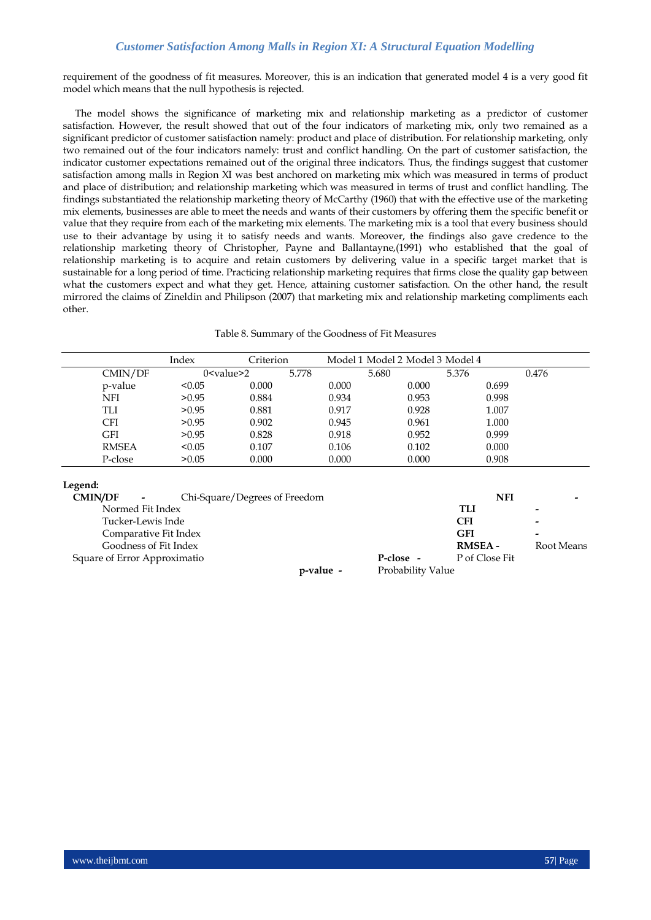requirement of the goodness of fit measures. Moreover, this is an indication that generated model 4 is a very good fit model which means that the null hypothesis is rejected.

The model shows the significance of marketing mix and relationship marketing as a predictor of customer satisfaction. However, the result showed that out of the four indicators of marketing mix, only two remained as a significant predictor of customer satisfaction namely: product and place of distribution. For relationship marketing, only two remained out of the four indicators namely: trust and conflict handling. On the part of customer satisfaction, the indicator customer expectations remained out of the original three indicators. Thus, the findings suggest that customer satisfaction among malls in Region XI was best anchored on marketing mix which was measured in terms of product and place of distribution; and relationship marketing which was measured in terms of trust and conflict handling. The findings substantiated the relationship marketing theory of McCarthy (1960) that with the effective use of the marketing mix elements, businesses are able to meet the needs and wants of their customers by offering them the specific benefit or value that they require from each of the marketing mix elements. The marketing mix is a tool that every business should use to their advantage by using it to satisfy needs and wants. Moreover, the findings also gave credence to the relationship marketing theory of Christopher, Payne and Ballantayne,(1991) who established that the goal of relationship marketing is to acquire and retain customers by delivering value in a specific target market that is sustainable for a long period of time. Practicing relationship marketing requires that firms close the quality gap between what the customers expect and what they get. Hence, attaining customer satisfaction. On the other hand, the result mirrored the claims of Zineldin and Philipson (2007) that marketing mix and relationship marketing compliments each other.

Table 8. Summary of the Goodness of Fit Measures

| Index | Criterion | Model 1 | Model 2 | Model 3 | Model 4 |
|---|---|---|---|---|---|
| CMIN/DF | 0<value>2 | 5.778 | 5.680 | 5.376 | 0.476 |
| p-value | <0.05 | 0.000 | 0.000 | 0.000 | 0.699 |
| NFI | >0.95 | 0.884 | 0.934 | 0.953 | 0.998 |
| TLI | >0.95 | 0.881 | 0.917 | 0.928 | 1.007 |
| CFI | >0.95 | 0.902 | 0.945 | 0.961 | 1.000 |
| GFI | >0.95 | 0.828 | 0.918 | 0.952 | 0.999 |
| RMSEA | <0.05 | 0.107 | 0.106 | 0.102 | 0.000 |
| P-close | >0.05 | 0.000 | 0.000 | 0.000 | 0.908 |

**Legend:**

- **CMIN/DF** - Chi-Square/Degrees of Freedom
- **NFI** - Normed Fit Index
- **TLI** - Tucker-Lewis Inde
- **CFI** - Comparative Fit Index
- **GFI** - Goodness of Fit Index
- **RMSEA** - Root Means Square of Error Approximatio
- **P-close** - P of Close Fit
- **p-value** - Probability Value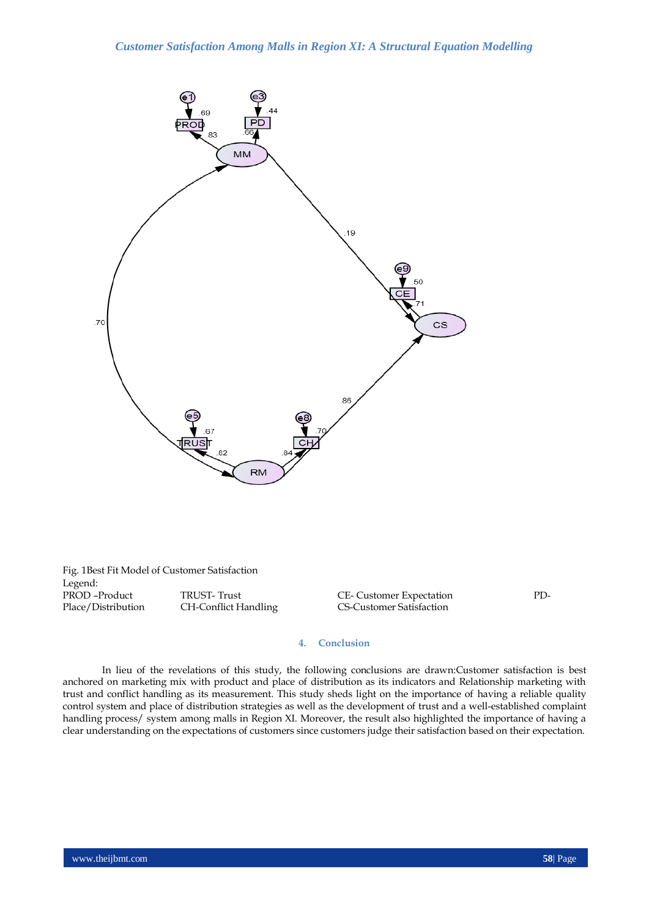Fig. 1Best Fit Model of Customer Satisfaction

Legend:

PROD –Product  TRUST- Trust  CE- Customer Expectation  PD- Place/Distribution  CH-Conflict Handling  CS-Customer Satisfaction

## 4. Conclusion

In lieu of the revelations of this study, the following conclusions are drawn:Customer satisfaction is best anchored on marketing mix with product and place of distribution as its indicators and Relationship marketing with trust and conflict handling as its measurement. This study sheds light on the importance of having a reliable quality control system and place of distribution strategies as well as the development of trust and a well-established complaint handling process/ system among malls in Region XI. Moreover, the result also highlighted the importance of having a clear understanding on the expectations of customers since customers judge their satisfaction based on their expectation.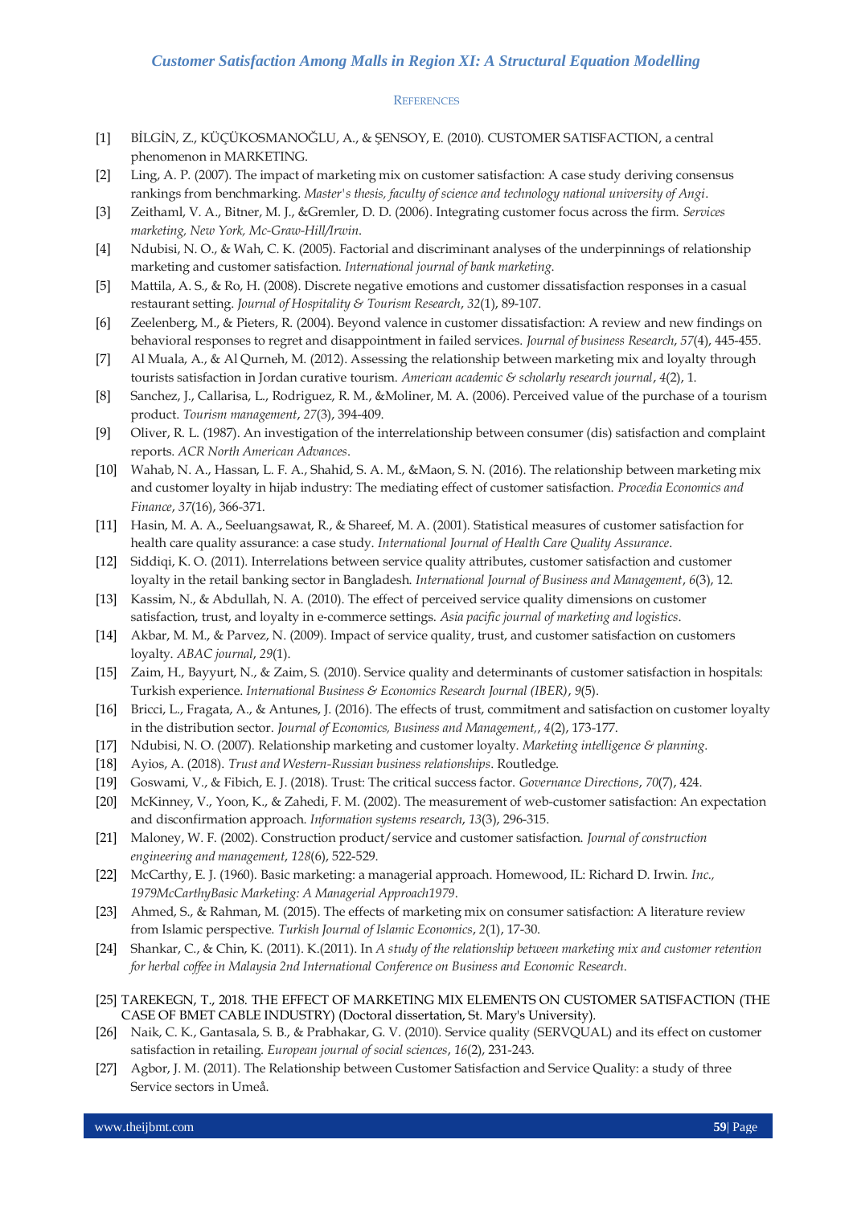## REFERENCES

[1] BİLGİN, Z., KÜÇÜKOSMANOĞLU, A., & ŞENSOY, E. (2010). CUSTOMER SATISFACTION, a central phenomenon in MARKETING.

[2] Ling, A. P. (2007). The impact of marketing mix on customer satisfaction: A case study deriving consensus rankings from benchmarking. *Master's thesis, faculty of science and technology national university of Angi*.

[3] Zeithaml, V. A., Bitner, M. J., &Gremler, D. D. (2006). Integrating customer focus across the firm. *Services marketing, New York, Mc-Graw-Hill/Irwin*.

[4] Ndubisi, N. O., & Wah, C. K. (2005). Factorial and discriminant analyses of the underpinnings of relationship marketing and customer satisfaction. *International journal of bank marketing*.

[5] Mattila, A. S., & Ro, H. (2008). Discrete negative emotions and customer dissatisfaction responses in a casual restaurant setting. *Journal of Hospitality & Tourism Research*, *32*(1), 89-107.

[6] Zeelenberg, M., & Pieters, R. (2004). Beyond valence in customer dissatisfaction: A review and new findings on behavioral responses to regret and disappointment in failed services. *Journal of business Research*, *57*(4), 445-455.

[7] Al Muala, A., & Al Qurneh, M. (2012). Assessing the relationship between marketing mix and loyalty through tourists satisfaction in Jordan curative tourism. *American academic & scholarly research journal*, *4*(2), 1.

[8] Sanchez, J., Callarisa, L., Rodriguez, R. M., &Moliner, M. A. (2006). Perceived value of the purchase of a tourism product. *Tourism management*, *27*(3), 394-409.

[9] Oliver, R. L. (1987). An investigation of the interrelationship between consumer (dis) satisfaction and complaint reports. *ACR North American Advances*.

[10] Wahab, N. A., Hassan, L. F. A., Shahid, S. A. M., &Maon, S. N. (2016). The relationship between marketing mix and customer loyalty in hijab industry: The mediating effect of customer satisfaction. *Procedia Economics and Finance*, *37*(16), 366-371.

[11] Hasin, M. A. A., Seeluangsawat, R., & Shareef, M. A. (2001). Statistical measures of customer satisfaction for health care quality assurance: a case study. *International Journal of Health Care Quality Assurance*.

[12] Siddiqi, K. O. (2011). Interrelations between service quality attributes, customer satisfaction and customer loyalty in the retail banking sector in Bangladesh. *International Journal of Business and Management*, *6*(3), 12.

[13] Kassim, N., & Abdullah, N. A. (2010). The effect of perceived service quality dimensions on customer satisfaction, trust, and loyalty in e-commerce settings. *Asia pacific journal of marketing and logistics*.

[14] Akbar, M. M., & Parvez, N. (2009). Impact of service quality, trust, and customer satisfaction on customers loyalty. *ABAC journal*, *29*(1).

[15] Zaim, H., Bayyurt, N., & Zaim, S. (2010). Service quality and determinants of customer satisfaction in hospitals: Turkish experience. *International Business & Economics Research Journal (IBER)*, *9*(5).

[16] Bricci, L., Fragata, A., & Antunes, J. (2016). The effects of trust, commitment and satisfaction on customer loyalty in the distribution sector. *Journal of Economics, Business and Management,*, *4*(2), 173-177.

[17] Ndubisi, N. O. (2007). Relationship marketing and customer loyalty. *Marketing intelligence & planning*.

[18] Ayios, A. (2018). *Trust and Western-Russian business relationships*. Routledge.

[19] Goswami, V., & Fibich, E. J. (2018). Trust: The critical success factor. *Governance Directions*, *70*(7), 424.

[20] McKinney, V., Yoon, K., & Zahedi, F. M. (2002). The measurement of web-customer satisfaction: An expectation and disconfirmation approach. *Information systems research*, *13*(3), 296-315.

[21] Maloney, W. F. (2002). Construction product/service and customer satisfaction. *Journal of construction engineering and management*, *128*(6), 522-529.

[22] McCarthy, E. J. (1960). Basic marketing: a managerial approach. Homewood, IL: Richard D. Irwin. *Inc., 1979McCarthyBasic Marketing: A Managerial Approach1979*.

[23] Ahmed, S., & Rahman, M. (2015). The effects of marketing mix on consumer satisfaction: A literature review from Islamic perspective. *Turkish Journal of Islamic Economics*, *2*(1), 17-30.

[24] Shankar, C., & Chin, K. (2011). K.(2011). In *A study of the relationship between marketing mix and customer retention for herbal coffee in Malaysia 2nd International Conference on Business and Economic Research*.

[25] TAREKEGN, T., 2018. THE EFFECT OF MARKETING MIX ELEMENTS ON CUSTOMER SATISFACTION (THE CASE OF BMET CABLE INDUSTRY) (Doctoral dissertation, St. Mary's University).

[26] Naik, C. K., Gantasala, S. B., & Prabhakar, G. V. (2010). Service quality (SERVQUAL) and its effect on customer satisfaction in retailing. *European journal of social sciences*, *16*(2), 231-243.

[27] Agbor, J. M. (2011). The Relationship between Customer Satisfaction and Service Quality: a study of three Service sectors in Umeå.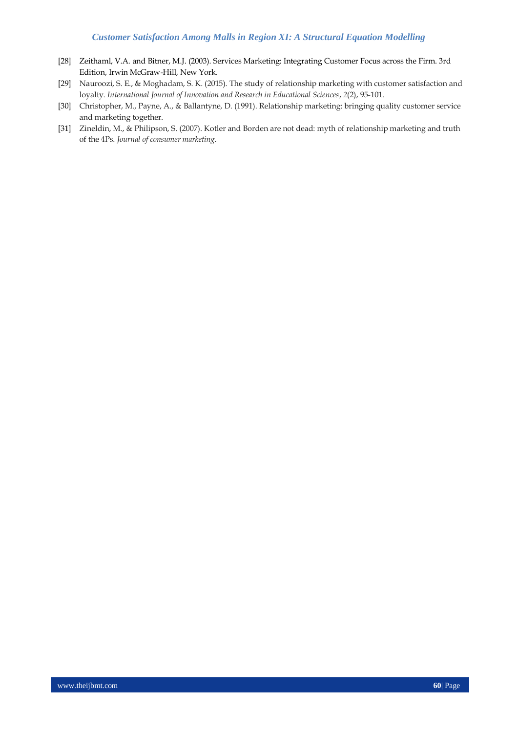[28] Zeithaml, V.A. and Bitner, M.J. (2003). Services Marketing: Integrating Customer Focus across the Firm. 3rd Edition, Irwin McGraw-Hill, New York.

[29] Nauroozi, S. E., & Moghadam, S. K. (2015). The study of relationship marketing with customer satisfaction and loyalty. *International Journal of Innovation and Research in Educational Sciences*, *2*(2), 95-101.

[30] Christopher, M., Payne, A., & Ballantyne, D. (1991). Relationship marketing: bringing quality customer service and marketing together.

[31] Zineldin, M., & Philipson, S. (2007). Kotler and Borden are not dead: myth of relationship marketing and truth of the 4Ps. *Journal of consumer marketing*.